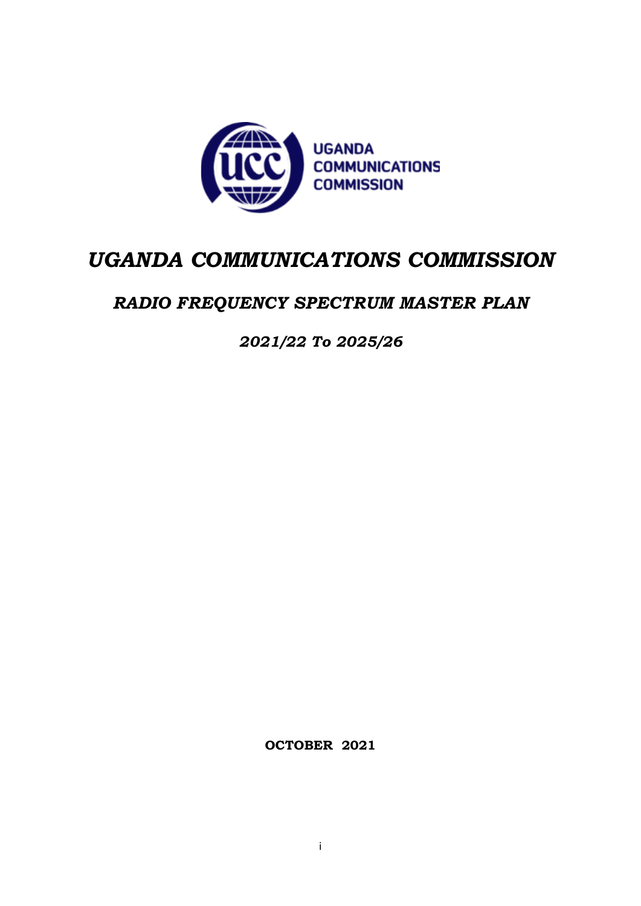UGANDA COMMUNICATIONS COMMISSION

# *UGANDA COMMUNICATIONS COMMISSION*

## *RADIO FREQUENCY SPECTRUM MASTER PLAN*

### *2021/22 To 2025/26*

**OCTOBER 2021**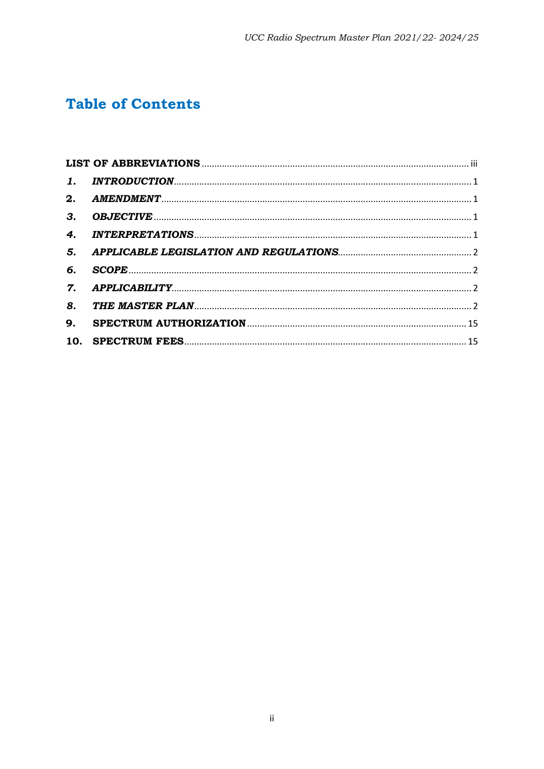# Table of Contents

| | | |
|---|---|---|
| **LIST OF ABBREVIATIONS** | | iii |
| ***1.*** | ***INTRODUCTION*** | 1 |
| **2.** | ***AMENDMENT*** | 1 |
| ***3.*** | ***OBJECTIVE*** | 1 |
| ***4.*** | ***INTERPRETATIONS*** | 1 |
| ***5.*** | ***APPLICABLE LEGISLATION AND REGULATIONS*** | 2 |
| ***6.*** | ***SCOPE*** | 2 |
| ***7.*** | ***APPLICABILITY*** | 2 |
| ***8.*** | ***THE MASTER PLAN*** | 2 |
| **9.** | **SPECTRUM AUTHORIZATION** | 15 |
| **10.** | **SPECTRUM FEES** | 15 |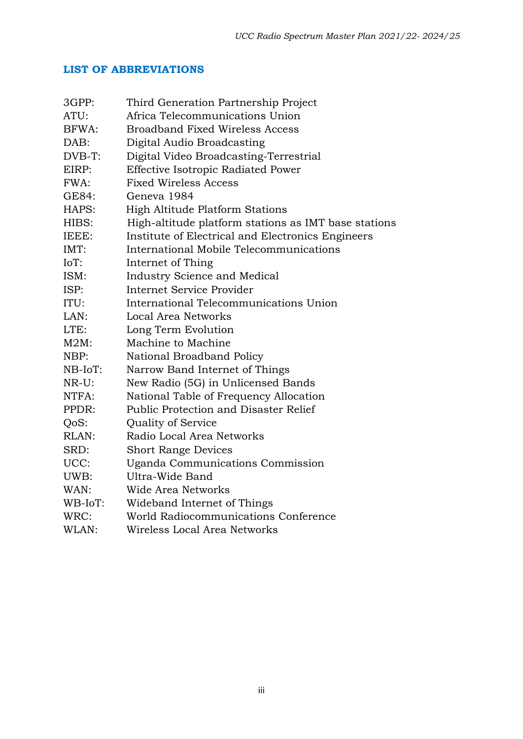## LIST OF ABBREVIATIONS

| | |
|---|---|
| 3GPP: | Third Generation Partnership Project |
| ATU: | Africa Telecommunications Union |
| BFWA: | Broadband Fixed Wireless Access |
| DAB: | Digital Audio Broadcasting |
| DVB-T: | Digital Video Broadcasting-Terrestrial |
| EIRP: | Effective Isotropic Radiated Power |
| FWA: | Fixed Wireless Access |
| GE84: | Geneva 1984 |
| HAPS: | High Altitude Platform Stations |
| HIBS: | High-altitude platform stations as IMT base stations |
| IEEE: | Institute of Electrical and Electronics Engineers |
| IMT: | International Mobile Telecommunications |
| IoT: | Internet of Thing |
| ISM: | Industry Science and Medical |
| ISP: | Internet Service Provider |
| ITU: | International Telecommunications Union |
| LAN: | Local Area Networks |
| LTE: | Long Term Evolution |
| M2M: | Machine to Machine |
| NBP: | National Broadband Policy |
| NB-IoT: | Narrow Band Internet of Things |
| NR-U: | New Radio (5G) in Unlicensed Bands |
| NTFA: | National Table of Frequency Allocation |
| PPDR: | Public Protection and Disaster Relief |
| QoS: | Quality of Service |
| RLAN: | Radio Local Area Networks |
| SRD: | Short Range Devices |
| UCC: | Uganda Communications Commission |
| UWB: | Ultra-Wide Band |
| WAN: | Wide Area Networks |
| WB-IoT: | Wideband Internet of Things |
| WRC: | World Radiocommunications Conference |
| WLAN: | Wireless Local Area Networks |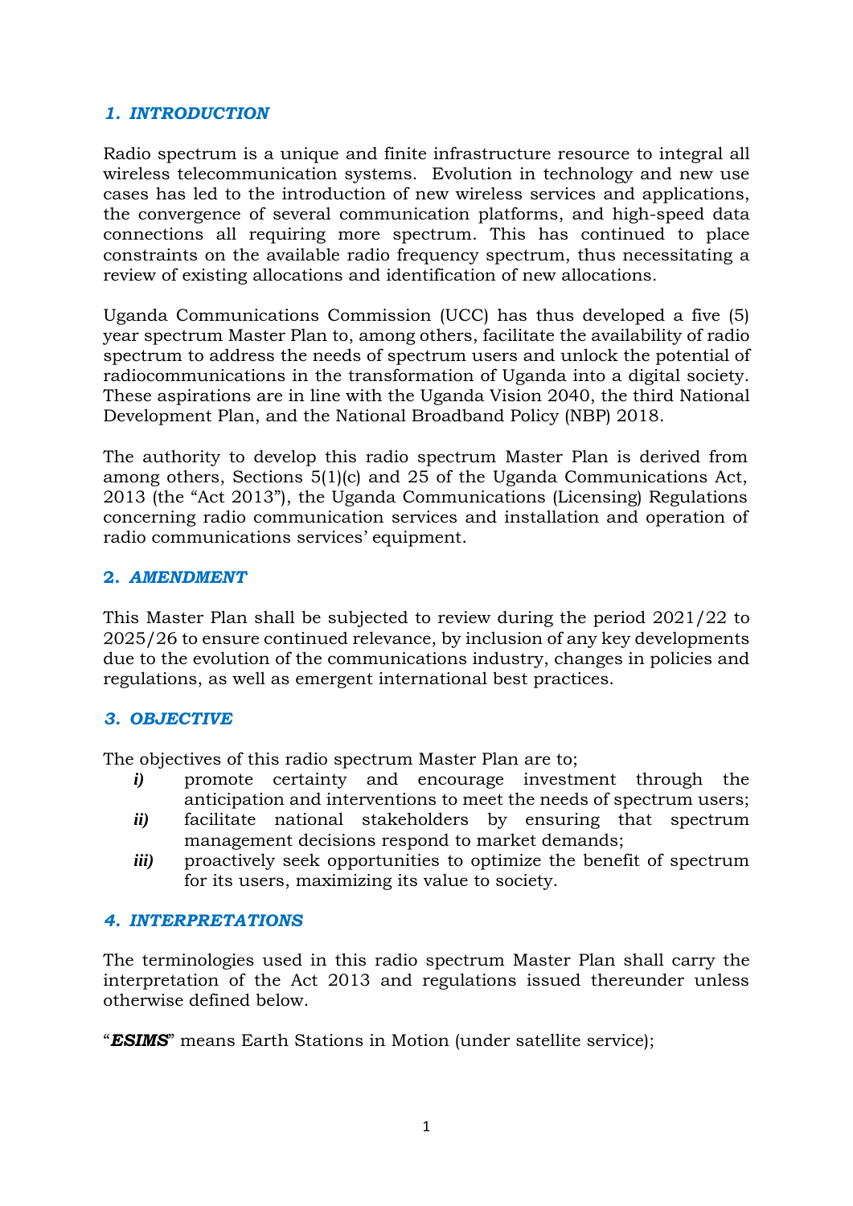## *1. INTRODUCTION*

Radio spectrum is a unique and finite infrastructure resource to integral all wireless telecommunication systems. Evolution in technology and new use cases has led to the introduction of new wireless services and applications, the convergence of several communication platforms, and high-speed data connections all requiring more spectrum. This has continued to place constraints on the available radio frequency spectrum, thus necessitating a review of existing allocations and identification of new allocations.

Uganda Communications Commission (UCC) has thus developed a five (5) year spectrum Master Plan to, among others, facilitate the availability of radio spectrum to address the needs of spectrum users and unlock the potential of radiocommunications in the transformation of Uganda into a digital society. These aspirations are in line with the Uganda Vision 2040, the third National Development Plan, and the National Broadband Policy (NBP) 2018.

The authority to develop this radio spectrum Master Plan is derived from among others, Sections 5(1)(c) and 25 of the Uganda Communications Act, 2013 (the "Act 2013"), the Uganda Communications (Licensing) Regulations concerning radio communication services and installation and operation of radio communications services' equipment.

## *2. AMENDMENT*

This Master Plan shall be subjected to review during the period 2021/22 to 2025/26 to ensure continued relevance, by inclusion of any key developments due to the evolution of the communications industry, changes in policies and regulations, as well as emergent international best practices.

## *3. OBJECTIVE*

The objectives of this radio spectrum Master Plan are to;

- ***i)*** promote certainty and encourage investment through the anticipation and interventions to meet the needs of spectrum users;
- ***ii)*** facilitate national stakeholders by ensuring that spectrum management decisions respond to market demands;
- ***iii)*** proactively seek opportunities to optimize the benefit of spectrum for its users, maximizing its value to society.

## *4. INTERPRETATIONS*

The terminologies used in this radio spectrum Master Plan shall carry the interpretation of the Act 2013 and regulations issued thereunder unless otherwise defined below.

"***ESIMS***" means Earth Stations in Motion (under satellite service);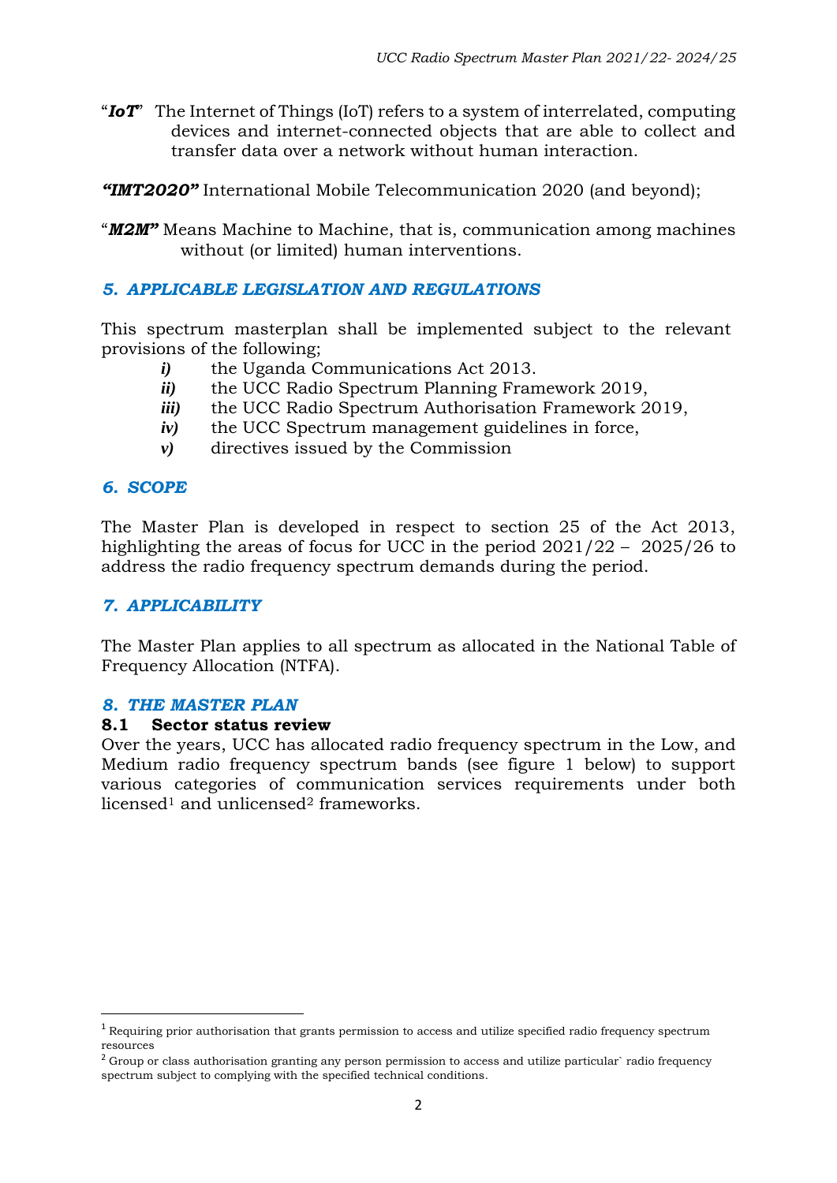"***IoT***" The Internet of Things (IoT) refers to a system of interrelated, computing devices and internet-connected objects that are able to collect and transfer data over a network without human interaction.

***"IMT2020"*** International Mobile Telecommunication 2020 (and beyond);

"***M2M"*** Means Machine to Machine, that is, communication among machines without (or limited) human interventions.

## *5. APPLICABLE LEGISLATION AND REGULATIONS*

This spectrum masterplan shall be implemented subject to the relevant provisions of the following;

- ***i)*** the Uganda Communications Act 2013.
- ***ii)*** the UCC Radio Spectrum Planning Framework 2019,
- ***iii)*** the UCC Radio Spectrum Authorisation Framework 2019,
- ***iv)*** the UCC Spectrum management guidelines in force,
- ***v)*** directives issued by the Commission

## *6. SCOPE*

The Master Plan is developed in respect to section 25 of the Act 2013, highlighting the areas of focus for UCC in the period 2021/22 – 2025/26 to address the radio frequency spectrum demands during the period.

## *7. APPLICABILITY*

The Master Plan applies to all spectrum as allocated in the National Table of Frequency Allocation (NTFA).

## *8. THE MASTER PLAN*

### 8.1 Sector status review

Over the years, UCC has allocated radio frequency spectrum in the Low, and Medium radio frequency spectrum bands (see figure 1 below) to support various categories of communication services requirements under both licensed[1] and unlicensed[2] frameworks.

---

[1] Requiring prior authorisation that grants permission to access and utilize specified radio frequency spectrum resources

[2] Group or class authorisation granting any person permission to access and utilize particular` radio frequency spectrum subject to complying with the specified technical conditions.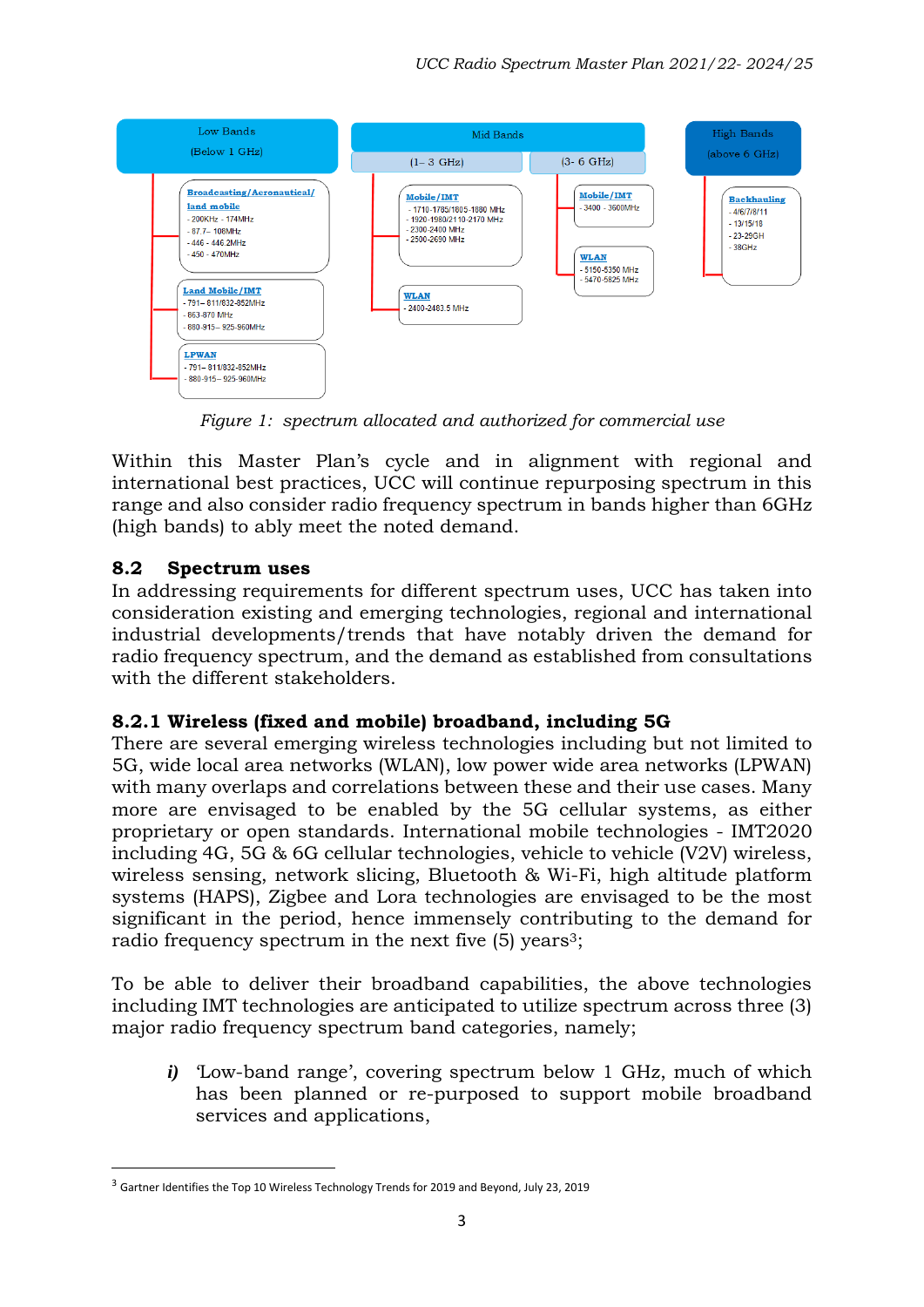Low Bands (Below 1 GHz)

**Broadcasting/Aeronautical/ land mobile**
- 200KHz - 174MHz
- 87.7– 108MHz
- 446 - 446.2MHz
- 450 - 470MHz

**Land Mobile/IMT**
- 791– 811/832-852MHz
- 863-870 MHz
- 880-915– 925-960MHz

**LPWAN**
- 791– 811/832-852MHz
- 880-915– 925-960MHz

Mid Bands

(1– 3 GHz)

**Mobile/IMT**
- 1710-1785/1805-1880 MHz
- 1920-1980/2110-2170 MHz
- 2300-2400 MHz
- 2500-2690 MHz

**WLAN**
- 2400-2483.5 MHz

(3- 6 GHz)

**Mobile/IMT**
- 3400 - 3600MHz

**WLAN**
- 5150-5350 MHz
- 5470-5825 MHz

High Bands (above 6 GHz)

**Backhauling**
- 4/6/7/8/11
- 13/15/18
- 23-29GH
- 38GHz

*Figure 1: spectrum allocated and authorized for commercial use*

Within this Master Plan's cycle and in alignment with regional and international best practices, UCC will continue repurposing spectrum in this range and also consider radio frequency spectrum in bands higher than 6GHz (high bands) to ably meet the noted demand.

## 8.2 Spectrum uses

In addressing requirements for different spectrum uses, UCC has taken into consideration existing and emerging technologies, regional and international industrial developments/trends that have notably driven the demand for radio frequency spectrum, and the demand as established from consultations with the different stakeholders.

### 8.2.1 Wireless (fixed and mobile) broadband, including 5G

There are several emerging wireless technologies including but not limited to 5G, wide local area networks (WLAN), low power wide area networks (LPWAN) with many overlaps and correlations between these and their use cases. Many more are envisaged to be enabled by the 5G cellular systems, as either proprietary or open standards. International mobile technologies - IMT2020 including 4G, 5G & 6G cellular technologies, vehicle to vehicle (V2V) wireless, wireless sensing, network slicing, Bluetooth & Wi-Fi, high altitude platform systems (HAPS), Zigbee and Lora technologies are envisaged to be the most significant in the period, hence immensely contributing to the demand for radio frequency spectrum in the next five (5) years[3];

To be able to deliver their broadband capabilities, the above technologies including IMT technologies are anticipated to utilize spectrum across three (3) major radio frequency spectrum band categories, namely;

*i)* 'Low-band range', covering spectrum below 1 GHz, much of which has been planned or re-purposed to support mobile broadband services and applications,

[3] Gartner Identifies the Top 10 Wireless Technology Trends for 2019 and Beyond, July 23, 2019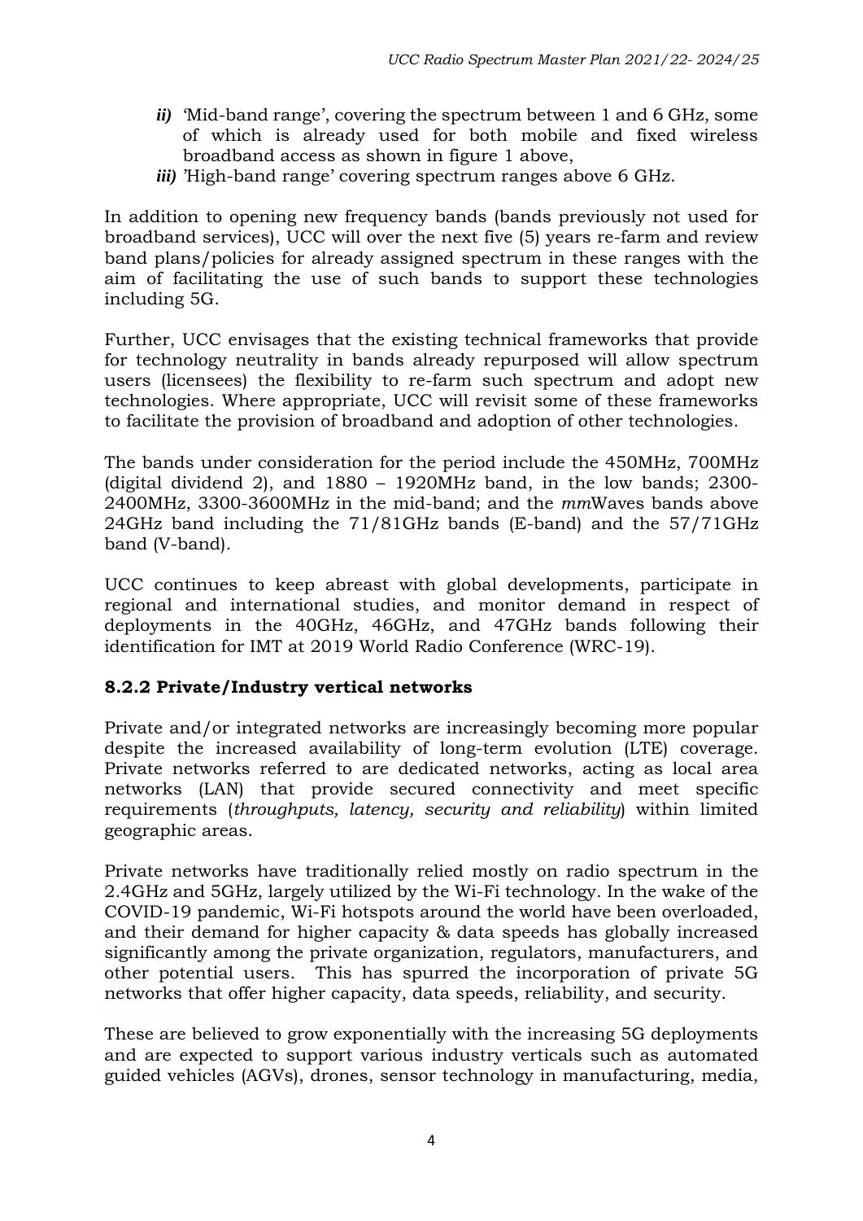*ii)* 'Mid-band range', covering the spectrum between 1 and 6 GHz, some of which is already used for both mobile and fixed wireless broadband access as shown in figure 1 above,

*iii)* 'High-band range' covering spectrum ranges above 6 GHz.

In addition to opening new frequency bands (bands previously not used for broadband services), UCC will over the next five (5) years re-farm and review band plans/policies for already assigned spectrum in these ranges with the aim of facilitating the use of such bands to support these technologies including 5G.

Further, UCC envisages that the existing technical frameworks that provide for technology neutrality in bands already repurposed will allow spectrum users (licensees) the flexibility to re-farm such spectrum and adopt new technologies. Where appropriate, UCC will revisit some of these frameworks to facilitate the provision of broadband and adoption of other technologies.

The bands under consideration for the period include the 450MHz, 700MHz (digital dividend 2), and 1880 – 1920MHz band, in the low bands; 2300-2400MHz, 3300-3600MHz in the mid-band; and the *mm*Waves bands above 24GHz band including the 71/81GHz bands (E-band) and the 57/71GHz band (V-band).

UCC continues to keep abreast with global developments, participate in regional and international studies, and monitor demand in respect of deployments in the 40GHz, 46GHz, and 47GHz bands following their identification for IMT at 2019 World Radio Conference (WRC-19).

### 8.2.2 Private/Industry vertical networks

Private and/or integrated networks are increasingly becoming more popular despite the increased availability of long-term evolution (LTE) coverage. Private networks referred to are dedicated networks, acting as local area networks (LAN) that provide secured connectivity and meet specific requirements (*throughputs, latency, security and reliability*) within limited geographic areas.

Private networks have traditionally relied mostly on radio spectrum in the 2.4GHz and 5GHz, largely utilized by the Wi-Fi technology. In the wake of the COVID-19 pandemic, Wi-Fi hotspots around the world have been overloaded, and their demand for higher capacity & data speeds has globally increased significantly among the private organization, regulators, manufacturers, and other potential users. This has spurred the incorporation of private 5G networks that offer higher capacity, data speeds, reliability, and security.

These are believed to grow exponentially with the increasing 5G deployments and are expected to support various industry verticals such as automated guided vehicles (AGVs), drones, sensor technology in manufacturing, media,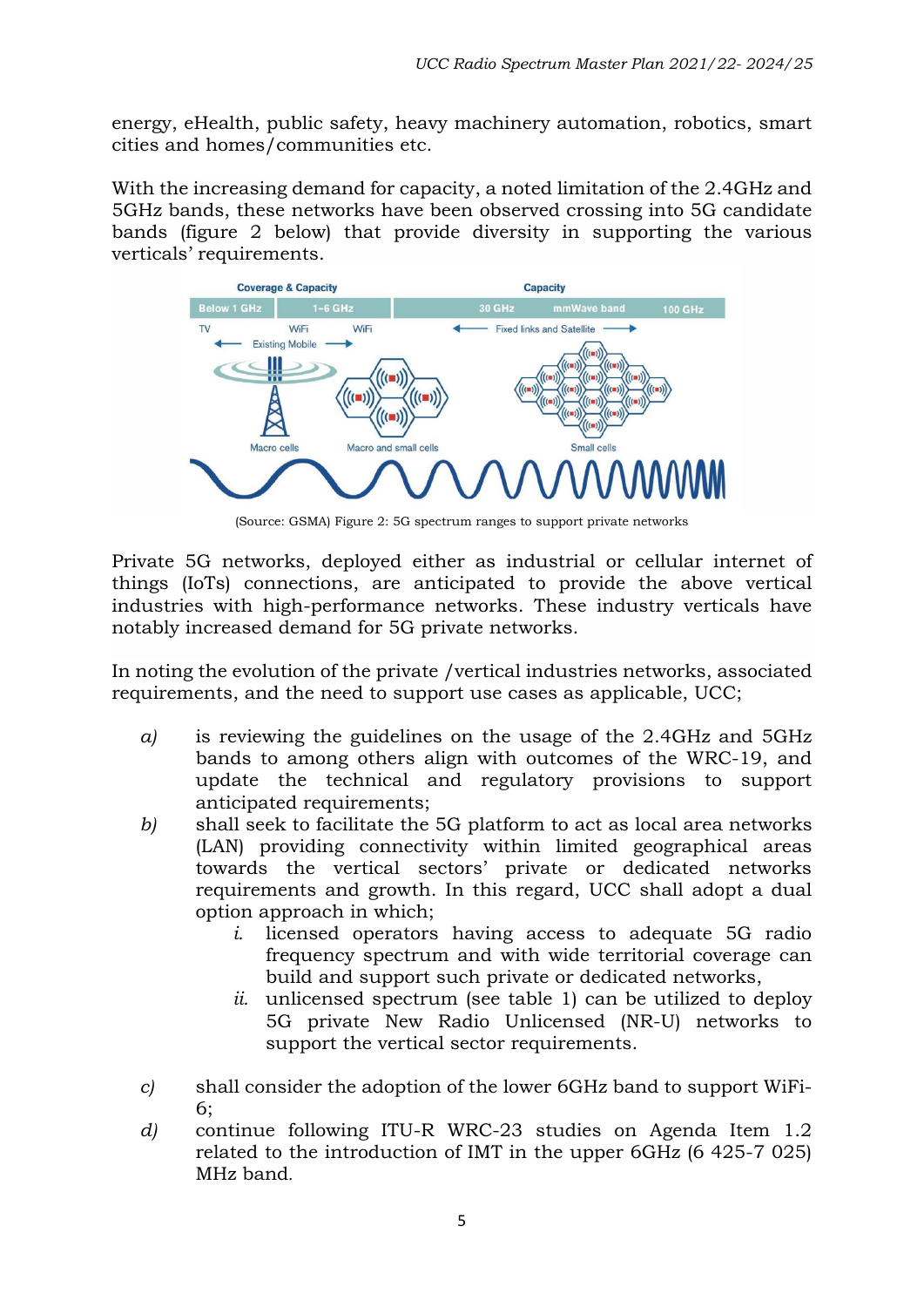energy, eHealth, public safety, heavy machinery automation, robotics, smart cities and homes/communities etc.

With the increasing demand for capacity, a noted limitation of the 2.4GHz and 5GHz bands, these networks have been observed crossing into 5G candidate bands (figure 2 below) that provide diversity in supporting the various verticals' requirements.

(Source: GSMA) Figure 2: 5G spectrum ranges to support private networks

Private 5G networks, deployed either as industrial or cellular internet of things (IoTs) connections, are anticipated to provide the above vertical industries with high-performance networks. These industry verticals have notably increased demand for 5G private networks.

In noting the evolution of the private /vertical industries networks, associated requirements, and the need to support use cases as applicable, UCC;

*a)* is reviewing the guidelines on the usage of the 2.4GHz and 5GHz bands to among others align with outcomes of the WRC-19, and update the technical and regulatory provisions to support anticipated requirements;

*b)* shall seek to facilitate the 5G platform to act as local area networks (LAN) providing connectivity within limited geographical areas towards the vertical sectors' private or dedicated networks requirements and growth. In this regard, UCC shall adopt a dual option approach in which;

   *i.* licensed operators having access to adequate 5G radio frequency spectrum and with wide territorial coverage can build and support such private or dedicated networks,

   *ii.* unlicensed spectrum (see table 1) can be utilized to deploy 5G private New Radio Unlicensed (NR-U) networks to support the vertical sector requirements.

*c)* shall consider the adoption of the lower 6GHz band to support WiFi-6;

*d)* continue following ITU-R WRC-23 studies on Agenda Item 1.2 related to the introduction of IMT in the upper 6GHz (6 425-7 025) MHz band.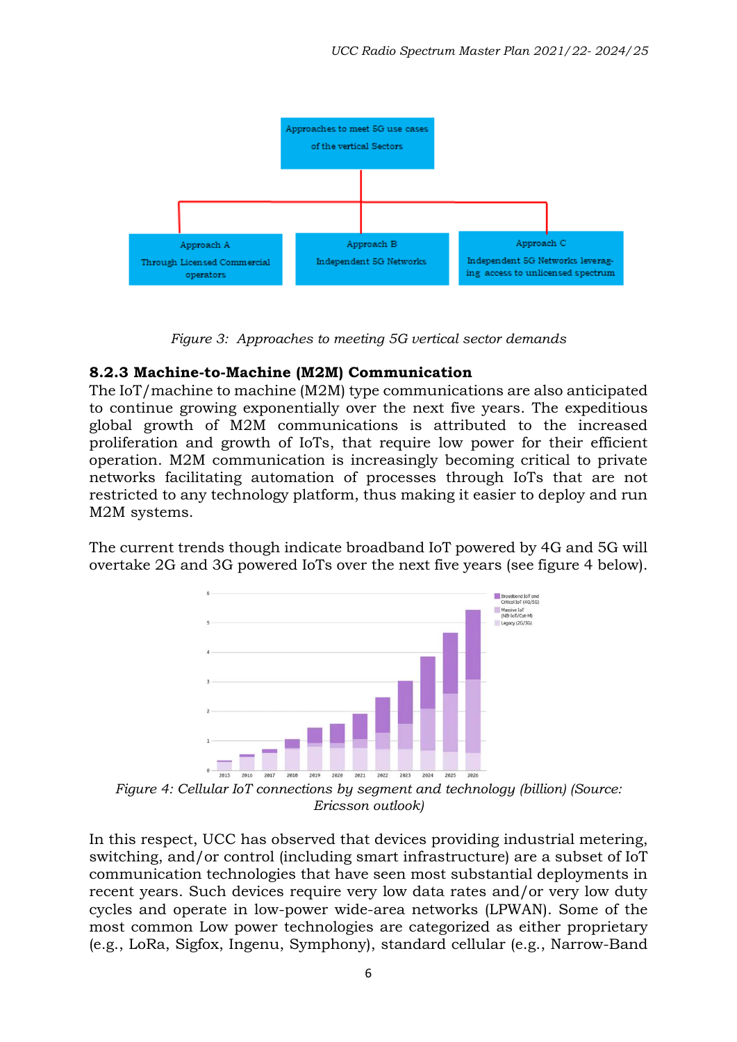Figure 3:  Approaches to meeting 5G vertical sector demands

### 8.2.3 Machine-to-Machine (M2M) Communication

The IoT/machine to machine (M2M) type communications are also anticipated to continue growing exponentially over the next five years. The expeditious global growth of M2M communications is attributed to the increased proliferation and growth of IoTs, that require low power for their efficient operation. M2M communication is increasingly becoming critical to private networks facilitating automation of processes through IoTs that are not restricted to any technology platform, thus making it easier to deploy and run M2M systems.

The current trends though indicate broadband IoT powered by 4G and 5G will overtake 2G and 3G powered IoTs over the next five years (see figure 4 below).

Figure 4: Cellular IoT connections by segment and technology (billion) (Source: Ericsson outlook)

In this respect, UCC has observed that devices providing industrial metering, switching, and/or control (including smart infrastructure) are a subset of IoT communication technologies that have seen most substantial deployments in recent years. Such devices require very low data rates and/or very low duty cycles and operate in low-power wide-area networks (LPWAN). Some of the most common Low power technologies are categorized as either proprietary (e.g., LoRa, Sigfox, Ingenu, Symphony), standard cellular (e.g., Narrow-Band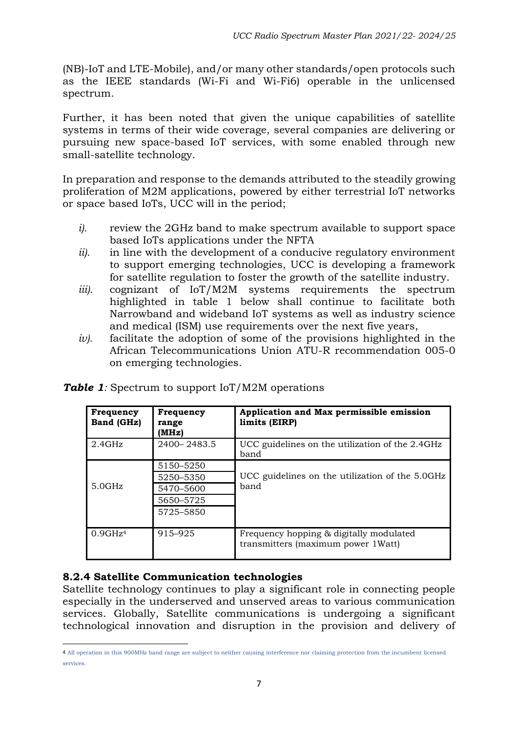(NB)-IoT and LTE-Mobile), and/or many other standards/open protocols such as the IEEE standards (Wi-Fi and Wi-Fi6) operable in the unlicensed spectrum.

Further, it has been noted that given the unique capabilities of satellite systems in terms of their wide coverage, several companies are delivering or pursuing new space-based IoT services, with some enabled through new small-satellite technology.

In preparation and response to the demands attributed to the steadily growing proliferation of M2M applications, powered by either terrestrial IoT networks or space based IoTs, UCC will in the period;

*i).* review the 2GHz band to make spectrum available to support space based IoTs applications under the NFTA

*ii).* in line with the development of a conducive regulatory environment to support emerging technologies, UCC is developing a framework for satellite regulation to foster the growth of the satellite industry.

*iii).* cognizant of IoT/M2M systems requirements the spectrum highlighted in table 1 below shall continue to facilitate both Narrowband and wideband IoT systems as well as industry science and medical (ISM) use requirements over the next five years,

*iv).* facilitate the adoption of some of the provisions highlighted in the African Telecommunications Union ATU-R recommendation 005-0 on emerging technologies.

***Table 1**:* Spectrum to support IoT/M2M operations

| Frequency Band (GHz) | Frequency range (MHz) | Application and Max permissible emission limits (EIRP) |
|---|---|---|
| 2.4GHz | 2400– 2483.5 | UCC guidelines on the utilization of the 2.4GHz band |
| 5.0GHz | 5150–5250 | UCC guidelines on the utilization of the 5.0GHz band |
| | 5250–5350 | |
| | 5470–5600 | |
| | 5650–5725 | |
| | 5725–5850 | |
| 0.9GHz[4] | 915–925 | Frequency hopping & digitally modulated transmitters (maximum power 1Watt) |

### 8.2.4 Satellite Communication technologies

Satellite technology continues to play a significant role in connecting people especially in the underserved and unserved areas to various communication services. Globally, Satellite communications is undergoing a significant technological innovation and disruption in the provision and delivery of

[4] All operation in this 900MHz band range are subject to neither causing interference nor claiming protection from the incumbent licensed services.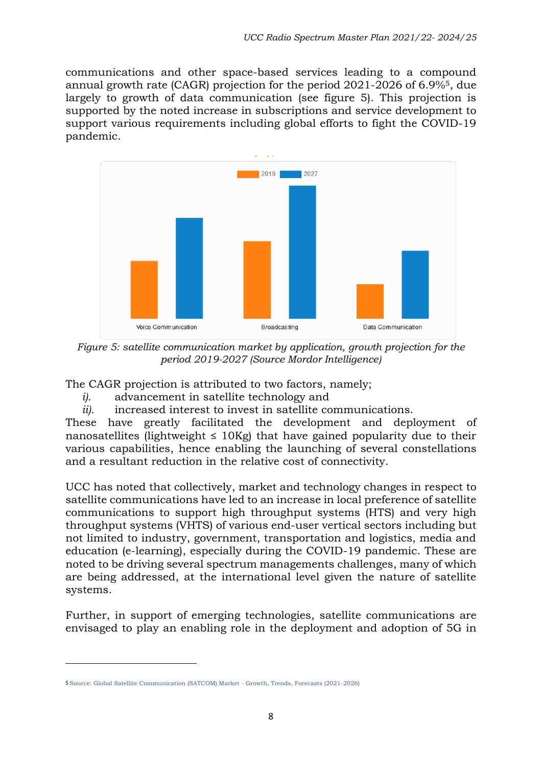communications and other space-based services leading to a compound annual growth rate (CAGR) projection for the period 2021-2026 of 6.9%[5], due largely to growth of data communication (see figure 5). This projection is supported by the noted increase in subscriptions and service development to support various requirements including global efforts to fight the COVID-19 pandemic.

*Figure 5: satellite communication market by application, growth projection for the period 2019-2027 (Source Mordor Intelligence)*

The CAGR projection is attributed to two factors, namely;

*i).* advancement in satellite technology and

*ii).* increased interest to invest in satellite communications.

These have greatly facilitated the development and deployment of nanosatellites (lightweight ≤ 10Kg) that have gained popularity due to their various capabilities, hence enabling the launching of several constellations and a resultant reduction in the relative cost of connectivity.

UCC has noted that collectively, market and technology changes in respect to satellite communications have led to an increase in local preference of satellite communications to support high throughput systems (HTS) and very high throughput systems (VHTS) of various end-user vertical sectors including but not limited to industry, government, transportation and logistics, media and education (e-learning), especially during the COVID-19 pandemic. These are noted to be driving several spectrum managements challenges, many of which are being addressed, at the international level given the nature of satellite systems.

Further, in support of emerging technologies, satellite communications are envisaged to play an enabling role in the deployment and adoption of 5G in

---

[5] Source: Global Satellite Communication (SATCOM) Market - Growth, Trends, Forecasts (2021-2026)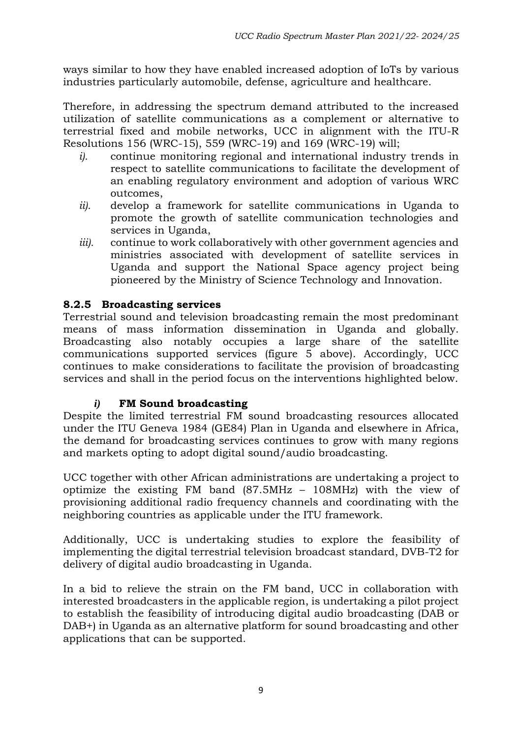ways similar to how they have enabled increased adoption of IoTs by various industries particularly automobile, defense, agriculture and healthcare.

Therefore, in addressing the spectrum demand attributed to the increased utilization of satellite communications as a complement or alternative to terrestrial fixed and mobile networks, UCC in alignment with the ITU-R Resolutions 156 (WRC-15), 559 (WRC-19) and 169 (WRC-19) will;

- *i).* continue monitoring regional and international industry trends in respect to satellite communications to facilitate the development of an enabling regulatory environment and adoption of various WRC outcomes,
- *ii).* develop a framework for satellite communications in Uganda to promote the growth of satellite communication technologies and services in Uganda,
- *iii).* continue to work collaboratively with other government agencies and ministries associated with development of satellite services in Uganda and support the National Space agency project being pioneered by the Ministry of Science Technology and Innovation.

#### 8.2.5 Broadcasting services

Terrestrial sound and television broadcasting remain the most predominant means of mass information dissemination in Uganda and globally. Broadcasting also notably occupies a large share of the satellite communications supported services (figure 5 above). Accordingly, UCC continues to make considerations to facilitate the provision of broadcasting services and shall in the period focus on the interventions highlighted below.

##### *i)* FM Sound broadcasting

Despite the limited terrestrial FM sound broadcasting resources allocated under the ITU Geneva 1984 (GE84) Plan in Uganda and elsewhere in Africa, the demand for broadcasting services continues to grow with many regions and markets opting to adopt digital sound/audio broadcasting.

UCC together with other African administrations are undertaking a project to optimize the existing FM band (87.5MHz – 108MHz) with the view of provisioning additional radio frequency channels and coordinating with the neighboring countries as applicable under the ITU framework.

Additionally, UCC is undertaking studies to explore the feasibility of implementing the digital terrestrial television broadcast standard, DVB-T2 for delivery of digital audio broadcasting in Uganda.

In a bid to relieve the strain on the FM band, UCC in collaboration with interested broadcasters in the applicable region, is undertaking a pilot project to establish the feasibility of introducing digital audio broadcasting (DAB or DAB+) in Uganda as an alternative platform for sound broadcasting and other applications that can be supported.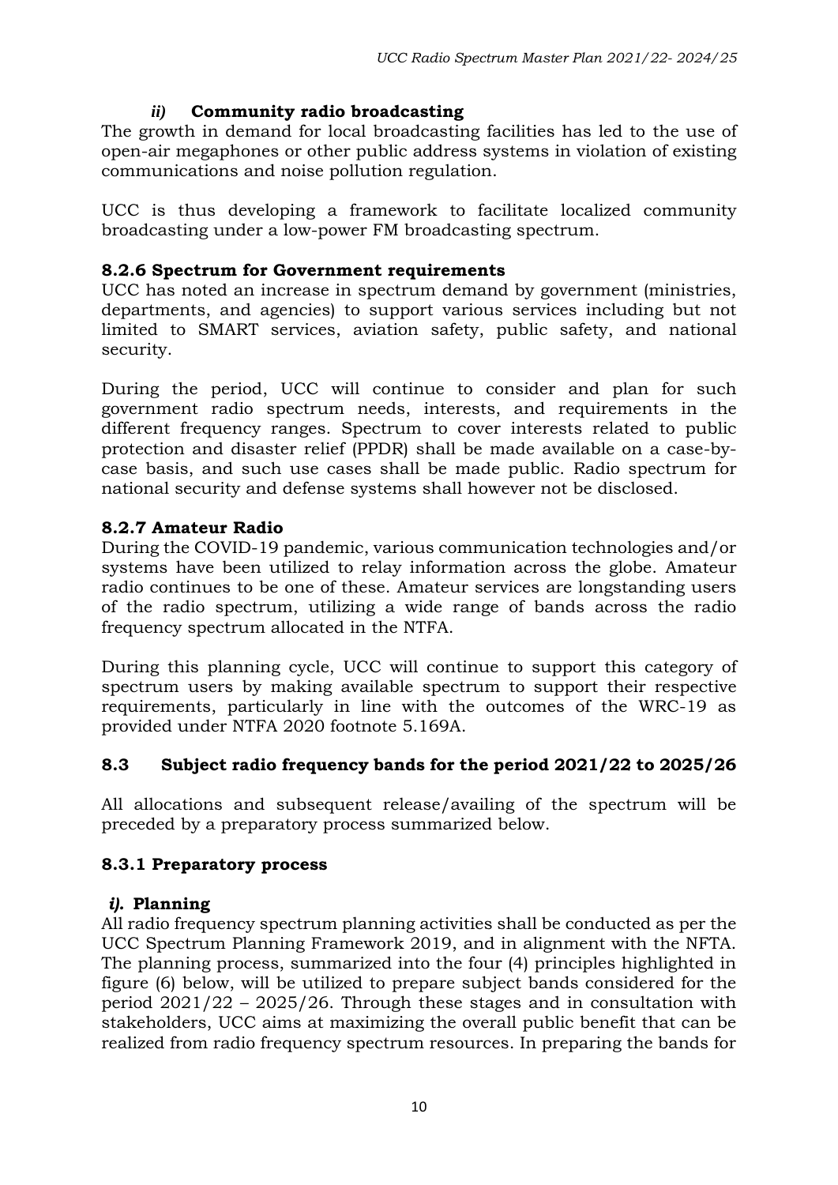#### *ii)* **Community radio broadcasting**

The growth in demand for local broadcasting facilities has led to the use of open-air megaphones or other public address systems in violation of existing communications and noise pollution regulation.

UCC is thus developing a framework to facilitate localized community broadcasting under a low-power FM broadcasting spectrum.

### 8.2.6 Spectrum for Government requirements

UCC has noted an increase in spectrum demand by government (ministries, departments, and agencies) to support various services including but not limited to SMART services, aviation safety, public safety, and national security.

During the period, UCC will continue to consider and plan for such government radio spectrum needs, interests, and requirements in the different frequency ranges. Spectrum to cover interests related to public protection and disaster relief (PPDR) shall be made available on a case-by-case basis, and such use cases shall be made public. Radio spectrum for national security and defense systems shall however not be disclosed.

### 8.2.7 Amateur Radio

During the COVID-19 pandemic, various communication technologies and/or systems have been utilized to relay information across the globe. Amateur radio continues to be one of these. Amateur services are longstanding users of the radio spectrum, utilizing a wide range of bands across the radio frequency spectrum allocated in the NTFA.

During this planning cycle, UCC will continue to support this category of spectrum users by making available spectrum to support their respective requirements, particularly in line with the outcomes of the WRC-19 as provided under NTFA 2020 footnote 5.169A.

## 8.3 Subject radio frequency bands for the period 2021/22 to 2025/26

All allocations and subsequent release/availing of the spectrum will be preceded by a preparatory process summarized below.

### 8.3.1 Preparatory process

#### *i).* **Planning**

All radio frequency spectrum planning activities shall be conducted as per the UCC Spectrum Planning Framework 2019, and in alignment with the NFTA. The planning process, summarized into the four (4) principles highlighted in figure (6) below, will be utilized to prepare subject bands considered for the period 2021/22 – 2025/26. Through these stages and in consultation with stakeholders, UCC aims at maximizing the overall public benefit that can be realized from radio frequency spectrum resources. In preparing the bands for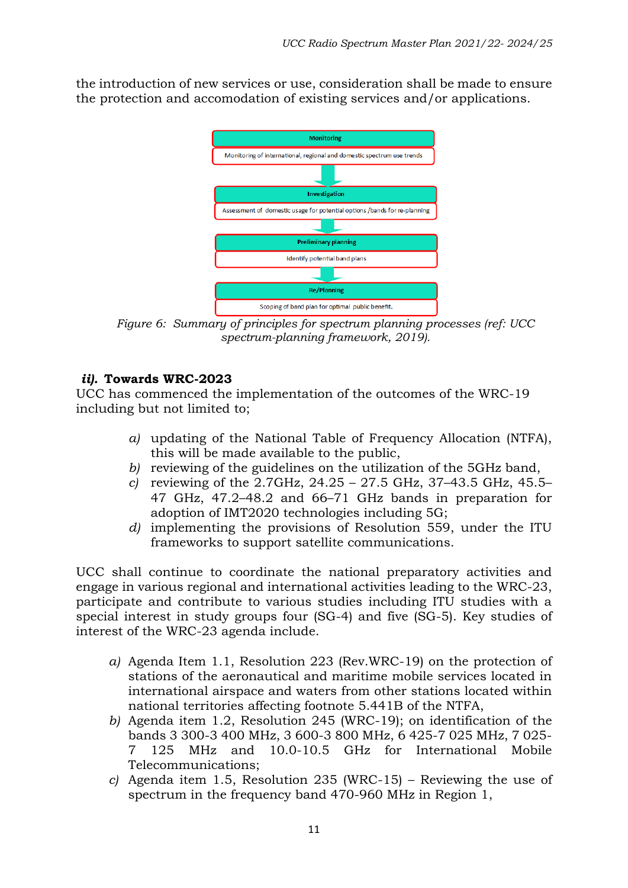the introduction of new services or use, consideration shall be made to ensure the protection and accomodation of existing services and/or applications.

**Monitoring**

Monitoring of international, regional and domestic spectrum use trends

**Investigation**

Assessment of domestic usage for potential options /bands for re-planning

**Preliminary planning**

Identify potential band plans

**Re/Planning**

Scoping of band plan for optimal public benefit.

*Figure 6: Summary of principles for spectrum planning processes (ref: UCC spectrum-planning framework, 2019).*

### ***ii).*** **Towards WRC-2023**

UCC has commenced the implementation of the outcomes of the WRC-19 including but not limited to;

*a)* updating of the National Table of Frequency Allocation (NTFA), this will be made available to the public,

*b)* reviewing of the guidelines on the utilization of the 5GHz band,

*c)* reviewing of the 2.7GHz, 24.25 – 27.5 GHz, 37–43.5 GHz, 45.5–47 GHz, 47.2–48.2 and 66–71 GHz bands in preparation for adoption of IMT2020 technologies including 5G;

*d)* implementing the provisions of Resolution 559, under the ITU frameworks to support satellite communications.

UCC shall continue to coordinate the national preparatory activities and engage in various regional and international activities leading to the WRC-23, participate and contribute to various studies including ITU studies with a special interest in study groups four (SG-4) and five (SG-5). Key studies of interest of the WRC-23 agenda include.

*a)* Agenda Item 1.1, Resolution 223 (Rev.WRC-19) on the protection of stations of the aeronautical and maritime mobile services located in international airspace and waters from other stations located within national territories affecting footnote 5.441B of the NTFA,

*b)* Agenda item 1.2, Resolution 245 (WRC-19); on identification of the bands 3 300-3 400 MHz, 3 600-3 800 MHz, 6 425-7 025 MHz, 7 025-7 125 MHz and 10.0-10.5 GHz for International Mobile Telecommunications;

*c)* Agenda item 1.5, Resolution 235 (WRC-15) – Reviewing the use of spectrum in the frequency band 470-960 MHz in Region 1,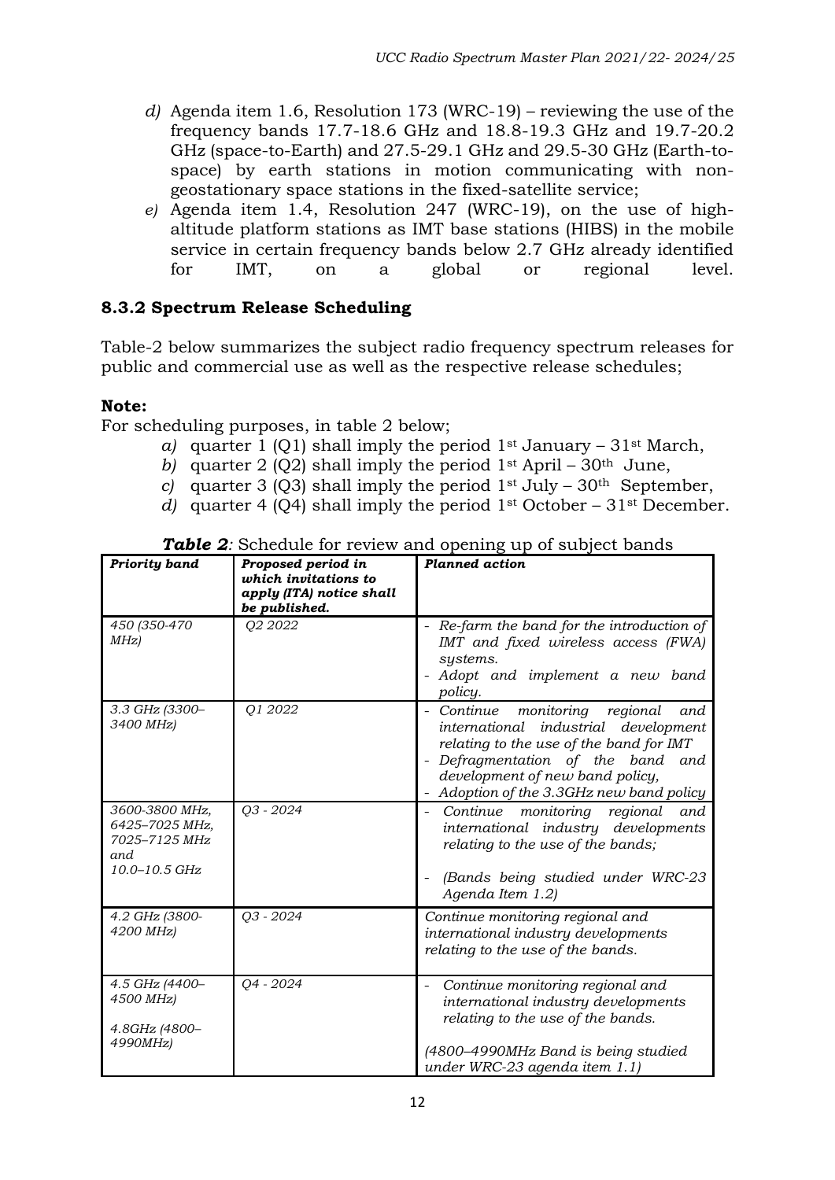*d)* Agenda item 1.6, Resolution 173 (WRC-19) – reviewing the use of the frequency bands 17.7-18.6 GHz and 18.8-19.3 GHz and 19.7-20.2 GHz (space-to-Earth) and 27.5-29.1 GHz and 29.5-30 GHz (Earth-to-space) by earth stations in motion communicating with non-geostationary space stations in the fixed-satellite service;

*e)* Agenda item 1.4, Resolution 247 (WRC-19), on the use of high-altitude platform stations as IMT base stations (HIBS) in the mobile service in certain frequency bands below 2.7 GHz already identified for IMT, on a global or regional level.

### 8.3.2 Spectrum Release Scheduling

Table-2 below summarizes the subject radio frequency spectrum releases for public and commercial use as well as the respective release schedules;

**Note:**

For scheduling purposes, in table 2 below;

*a)* quarter 1 (Q1) shall imply the period 1st January – 31st March,
*b)* quarter 2 (Q2) shall imply the period 1st April – 30th June,
*c)* quarter 3 (Q3) shall imply the period 1st July – 30th September,
*d)* quarter 4 (Q4) shall imply the period 1st October – 31st December.

***Table 2**:* Schedule for review and opening up of subject bands

| *Priority band* | *Proposed period in which invitations to apply (ITA) notice shall be published.* | *Planned action* |
|---|---|---|
| *450 (350-470 MHz)* | *Q2 2022* | - *Re-farm the band for the introduction of IMT and fixed wireless access (FWA) systems.*<br>- *Adopt and implement a new band policy.* |
| *3.3 GHz (3300–3400 MHz)* | *Q1 2022* | - *Continue monitoring regional and international industrial development relating to the use of the band for IMT*<br>- *Defragmentation of the band and development of new band policy,*<br>- *Adoption of the 3.3GHz new band policy* |
| *3600-3800 MHz, 6425–7025 MHz, 7025–7125 MHz and 10.0–10.5 GHz* | *Q3 - 2024* | - *Continue monitoring regional and international industry developments relating to the use of the bands;*<br>- *(Bands being studied under WRC-23 Agenda Item 1.2)* |
| *4.2 GHz (3800-4200 MHz)* | *Q3 - 2024* | *Continue monitoring regional and international industry developments relating to the use of the bands.* |
| *4.5 GHz (4400–4500 MHz)*<br>*4.8GHz (4800–4990MHz)* | *Q4 - 2024* | - *Continue monitoring regional and international industry developments relating to the use of the bands.*<br>*(4800–4990MHz Band is being studied under WRC-23 agenda item 1.1)* |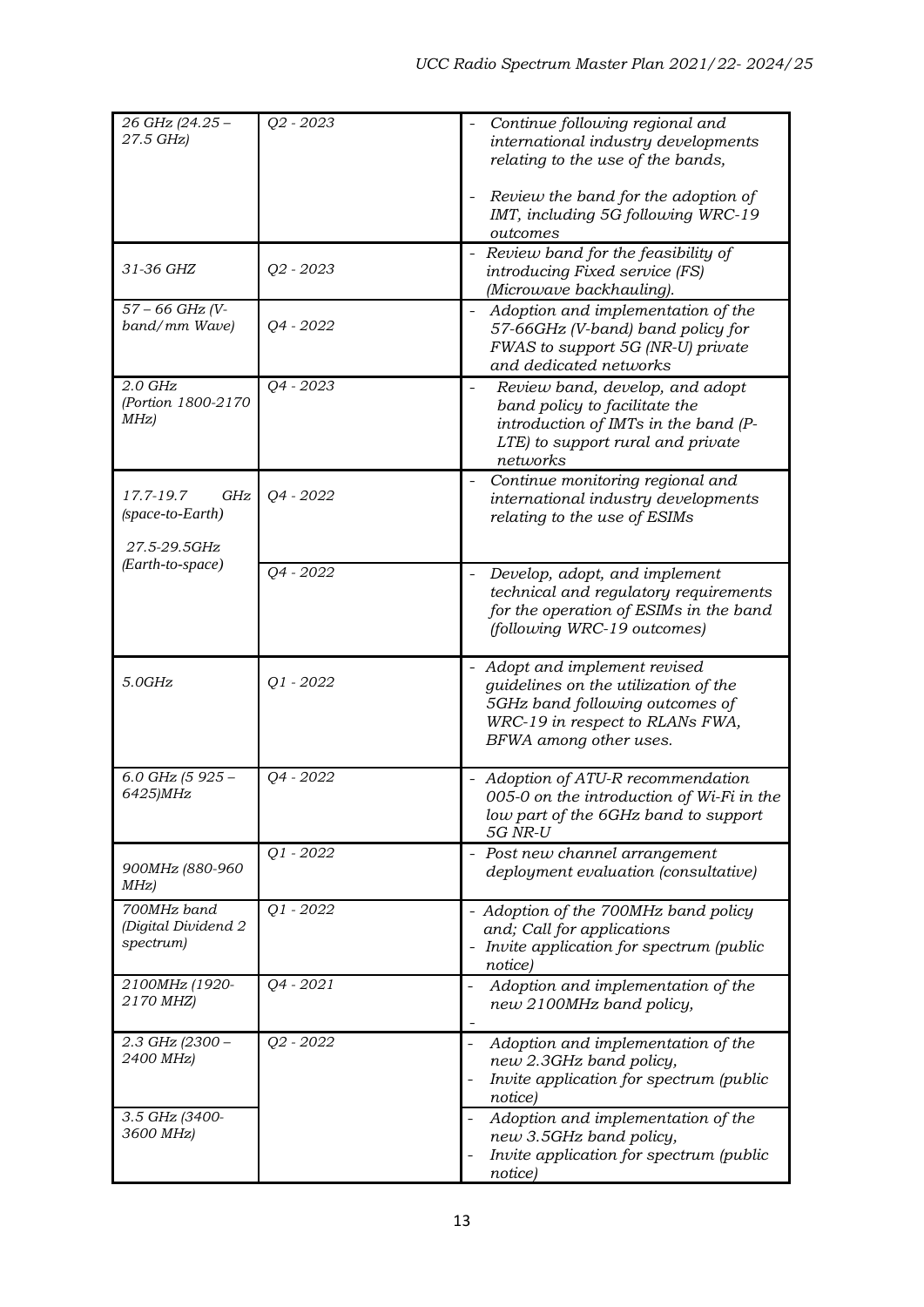| | | |
|---|---|---|
| *26 GHz (24.25 – 27.5 GHz)* | *Q2 - 2023* | - *Continue following regional and international industry developments relating to the use of the bands,*<br><br>- *Review the band for the adoption of IMT, including 5G following WRC-19 outcomes* |
| *31-36 GHZ* | *Q2 - 2023* | - *Review band for the feasibility of introducing Fixed service (FS) (Microwave backhauling).* |
| *57 – 66 GHz (V-band/mm Wave)* | *Q4 - 2022* | - *Adoption and implementation of the 57-66GHz (V-band) band policy for FWAS to support 5G (NR-U) private and dedicated networks* |
| *2.0 GHz (Portion 1800-2170 MHz)* | *Q4 - 2023* | - *Review band, develop, and adopt band policy to facilitate the introduction of IMTs in the band (P-LTE) to support rural and private networks* |
| *17.7-19.7 GHz (space-to-Earth)*<br><br>*27.5-29.5GHz (Earth-to-space)* | *Q4 - 2022* | - *Continue monitoring regional and international industry developments relating to the use of ESIMs* |
| | *Q4 - 2022* | - *Develop, adopt, and implement technical and regulatory requirements for the operation of ESIMs in the band (following WRC-19 outcomes)* |
| *5.0GHz* | *Q1 - 2022* | - *Adopt and implement revised guidelines on the utilization of the 5GHz band following outcomes of WRC-19 in respect to RLANs FWA, BFWA among other uses.* |
| *6.0 GHz (5 925 – 6425)MHz* | *Q4 - 2022* | - *Adoption of ATU-R recommendation 005-0 on the introduction of Wi-Fi in the low part of the 6GHz band to support 5G NR-U* |
| *900MHz (880-960 MHz)* | *Q1 - 2022* | - *Post new channel arrangement deployment evaluation (consultative)* |
| *700MHz band (Digital Dividend 2 spectrum)* | *Q1 - 2022* | - *Adoption of the 700MHz band policy and; Call for applications*<br>- *Invite application for spectrum (public notice)* |
| *2100MHz (1920-2170 MHZ)* | *Q4 - 2021* | - *Adoption and implementation of the new 2100MHz band policy,*<br>- |
| *2.3 GHz (2300 – 2400 MHz)* | *Q2 - 2022* | - *Adoption and implementation of the new 2.3GHz band policy,*<br>- *Invite application for spectrum (public notice)* |
| *3.5 GHz (3400-3600 MHz)* | | - *Adoption and implementation of the new 3.5GHz band policy,*<br>- *Invite application for spectrum (public notice)* |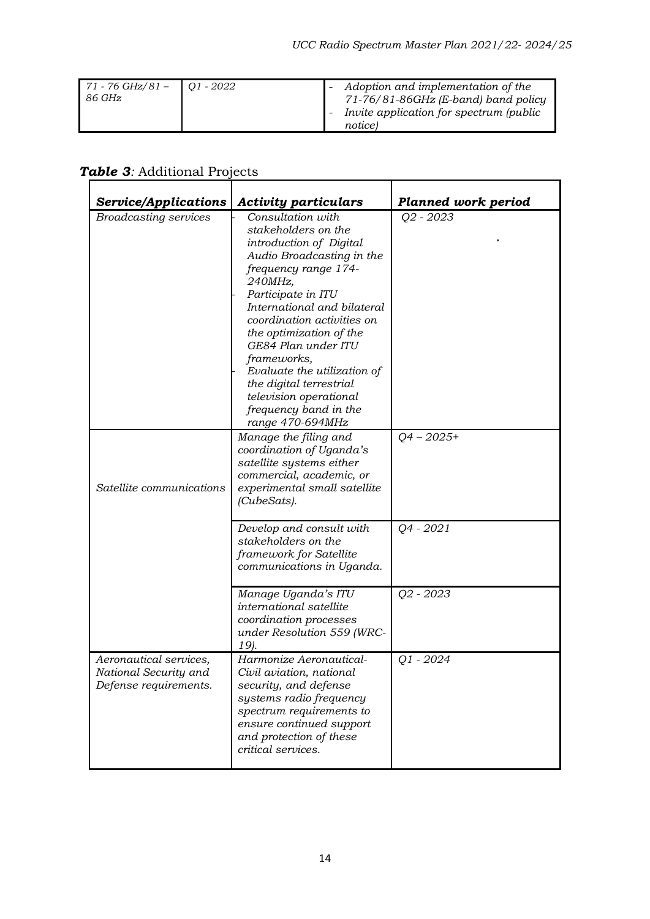| *71 - 76 GHz/81 – 86 GHz* | *Q1 - 2022* | - *Adoption and implementation of the 71-76/81-86GHz (E-band) band policy*<br>- *Invite application for spectrum (public notice)* |
|---|---|---|

***Table 3**:* Additional Projects

| *Service/Applications* | *Activity particulars* | *Planned work period* |
|---|---|---|
| *Broadcasting services* | - *Consultation with stakeholders on the introduction of Digital Audio Broadcasting in the frequency range 174-240MHz,*<br>- *Participate in ITU International and bilateral coordination activities on the optimization of the GE84 Plan under ITU frameworks,*<br>- *Evaluate the utilization of the digital terrestrial television operational frequency band in the range 470-694MHz* | *Q2 - 2023* |
| *Satellite communications* | *Manage the filing and coordination of Uganda's satellite systems either commercial, academic, or experimental small satellite (CubeSats).* | *Q4 – 2025+* |
| | *Develop and consult with stakeholders on the framework for Satellite communications in Uganda.* | *Q4 - 2021* |
| | *Manage Uganda's ITU international satellite coordination processes under Resolution 559 (WRC-19).* | *Q2 - 2023* |
| *Aeronautical services, National Security and Defense requirements.* | *Harmonize Aeronautical-Civil aviation, national security, and defense systems radio frequency spectrum requirements to ensure continued support and protection of these critical services.* | *Q1 - 2024* |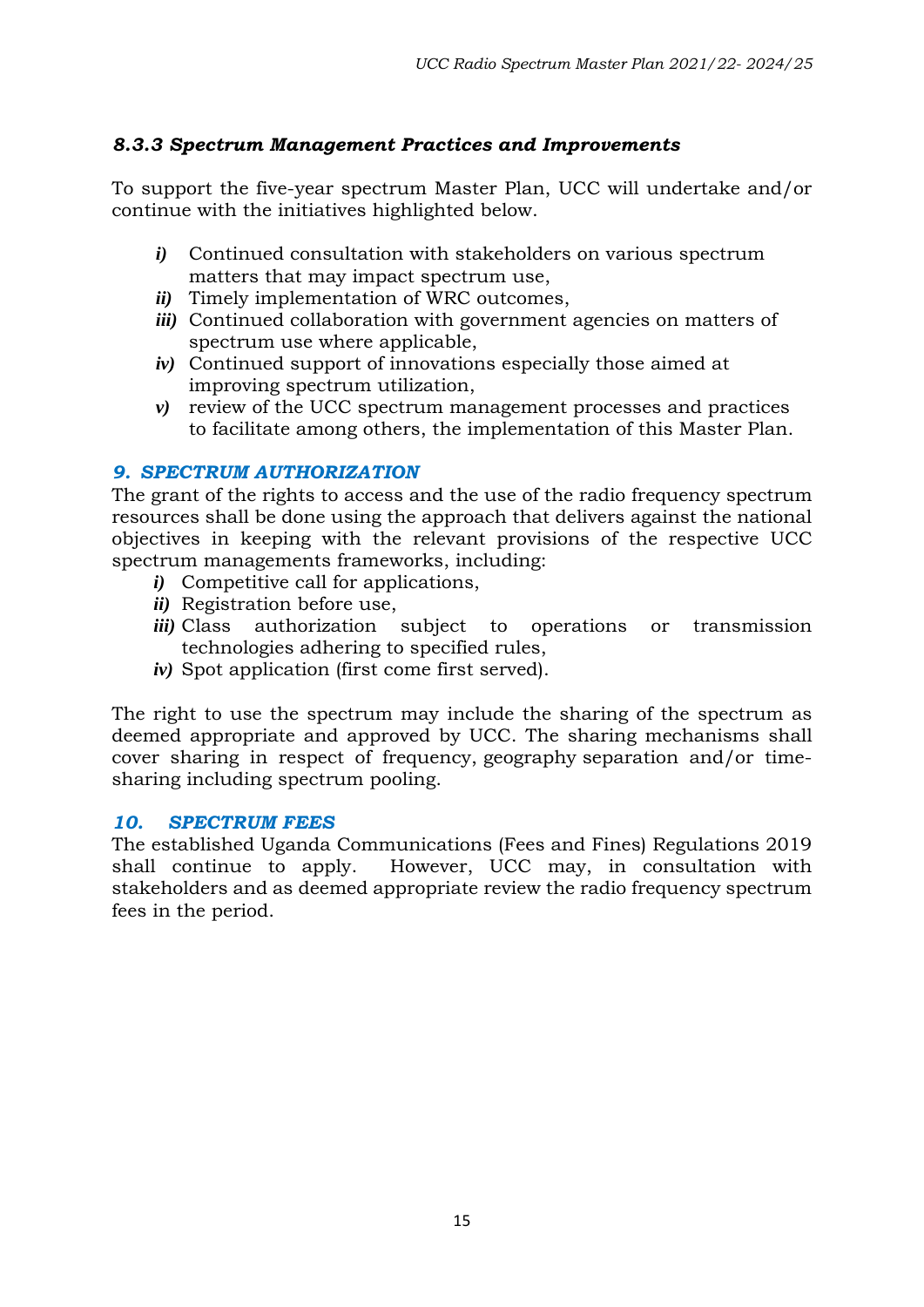### *8.3.3 Spectrum Management Practices and Improvements*

To support the five-year spectrum Master Plan, UCC will undertake and/or continue with the initiatives highlighted below.

- ***i)*** Continued consultation with stakeholders on various spectrum matters that may impact spectrum use,
- ***ii)*** Timely implementation of WRC outcomes,
- ***iii)*** Continued collaboration with government agencies on matters of spectrum use where applicable,
- ***iv)*** Continued support of innovations especially those aimed at improving spectrum utilization,
- ***v)*** review of the UCC spectrum management processes and practices to facilitate among others, the implementation of this Master Plan.

## *9. SPECTRUM AUTHORIZATION*

The grant of the rights to access and the use of the radio frequency spectrum resources shall be done using the approach that delivers against the national objectives in keeping with the relevant provisions of the respective UCC spectrum managements frameworks, including:

- ***i)*** Competitive call for applications,
- ***ii)*** Registration before use,
- ***iii)*** Class authorization subject to operations or transmission technologies adhering to specified rules,
- ***iv)*** Spot application (first come first served).

The right to use the spectrum may include the sharing of the spectrum as deemed appropriate and approved by UCC. The sharing mechanisms shall cover sharing in respect of frequency, geography separation and/or time-sharing including spectrum pooling.

## *10. SPECTRUM FEES*

The established Uganda Communications (Fees and Fines) Regulations 2019 shall continue to apply. However, UCC may, in consultation with stakeholders and as deemed appropriate review the radio frequency spectrum fees in the period.